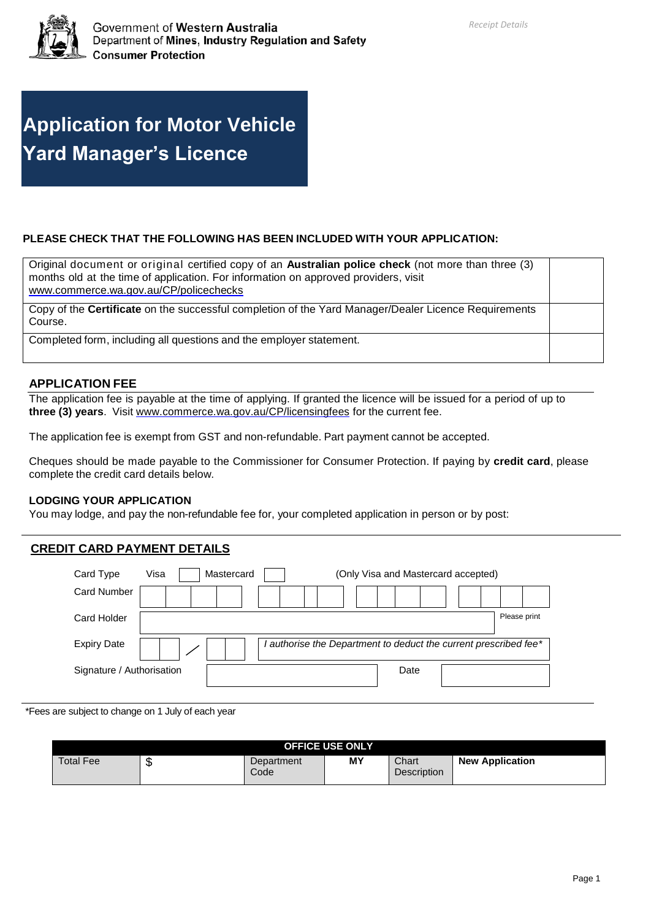Government of **Western Australia**
Department of **Mines**, **Industry Regulation and Safety**
**Consumer Protection**

*Receipt Details*

# Application for Motor Vehicle Yard Manager's Licence

**PLEASE CHECK THAT THE FOLLOWING HAS BEEN INCLUDED WITH YOUR APPLICATION:**

| | |
|---|---|
| Original document or original certified copy of an **Australian police check** (not more than three (3) months old at the time of application. For information on approved providers, visit www.commerce.wa.gov.au/CP/policechecks | |
| Copy of the **Certificate** on the successful completion of the Yard Manager/Dealer Licence Requirements Course. | |
| Completed form, including all questions and the employer statement. | |

## APPLICATION FEE

The application fee is payable at the time of applying. If granted the licence will be issued for a period of up to **three (3) years**. Visit www.commerce.wa.gov.au/CP/licensingfees for the current fee.

The application fee is exempt from GST and non-refundable. Part payment cannot be accepted.

Cheques should be made payable to the Commissioner for Consumer Protection. If paying by **credit card**, please complete the credit card details below.

### LODGING YOUR APPLICATION

You may lodge, and pay the non-refundable fee for, your completed application in person or by post:

## CREDIT CARD PAYMENT DETAILS

Card Type: Visa ☐ Mastercard ☐ (Only Visa and Mastercard accepted)

Card Number: ____ ____ ____ ____

Card Holder: ______________ Please print

Expiry Date: __ / __ *I authorise the Department to deduct the current prescribed fee**

Signature / Authorisation: ______________ Date: ______________

*Fees are subject to change on 1 July of each year

| OFFICE USE ONLY | | | | | |
|---|---|---|---|---|---|
| Total Fee | $ | Department Code | **MY** | Chart Description | **New Application** |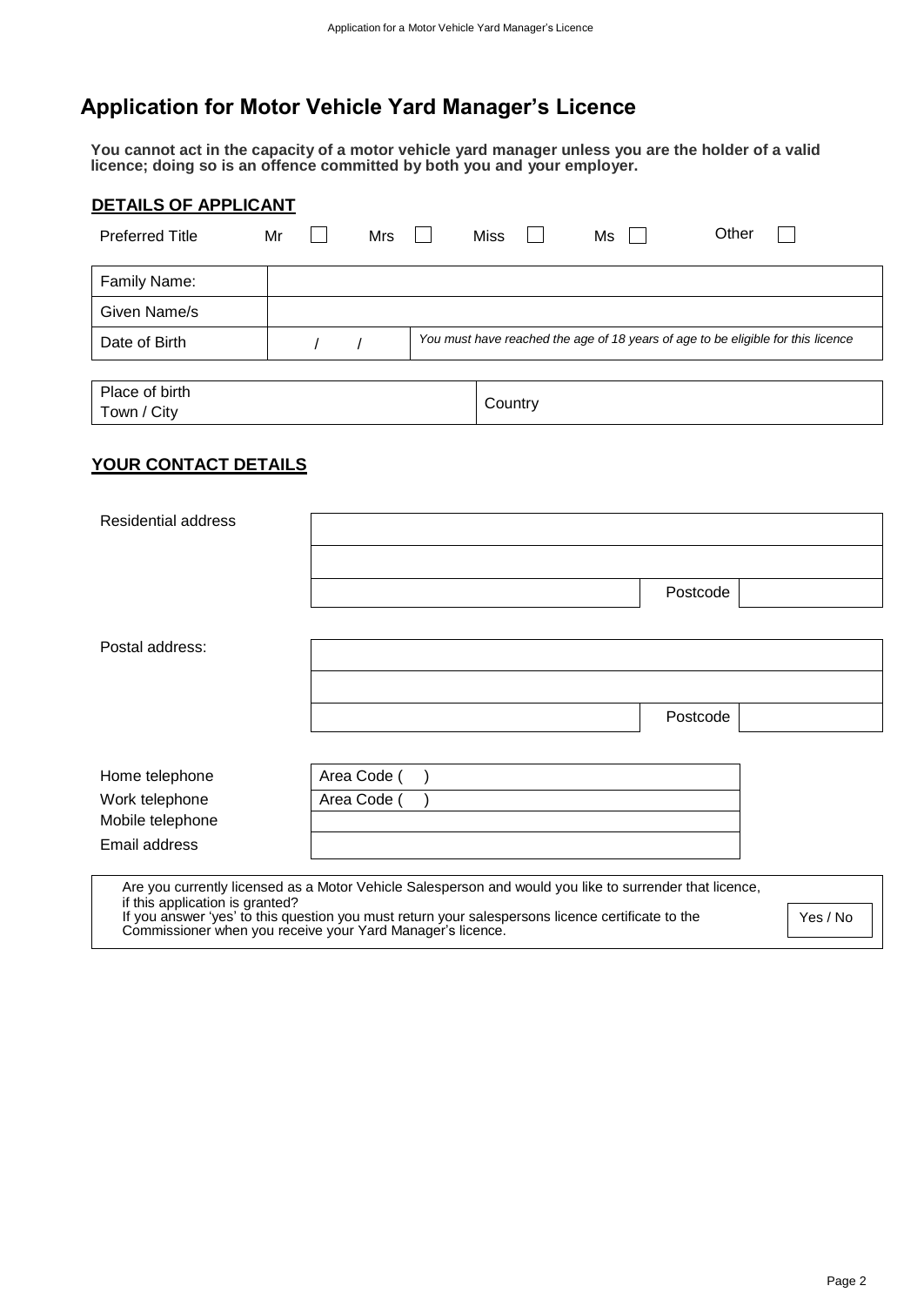# Application for Motor Vehicle Yard Manager's Licence

**You cannot act in the capacity of a motor vehicle yard manager unless you are the holder of a valid licence; doing so is an offence committed by both you and your employer.**

## DETAILS OF APPLICANT

Preferred Title Mr ☐ Mrs ☐ Miss ☐ Ms ☐ Other ☐

| | | |
|---|---|---|
| Family Name: | | |
| Given Name/s | | |
| Date of Birth | / / | *You must have reached the age of 18 years of age to be eligible for this licence* |

| | |
|---|---|
| Place of birth Town / City | Country |

## YOUR CONTACT DETAILS

| | | | |
|---|---|---|---|
| Residential address | | | |
| | | | |
| | | Postcode | |

| | | | |
|---|---|---|---|
| Postal address: | | | |
| | | | |
| | | Postcode | |

| | |
|---|---|
| Home telephone | Area Code ( ) |
| Work telephone | Area Code ( ) |
| Mobile telephone | |
| Email address | |

| | |
|---|---|
| Are you currently licensed as a Motor Vehicle Salesperson and would you like to surrender that licence, if this application is granted? If you answer 'yes' to this question you must return your salespersons licence certificate to the Commissioner when you receive your Yard Manager's licence. | Yes / No |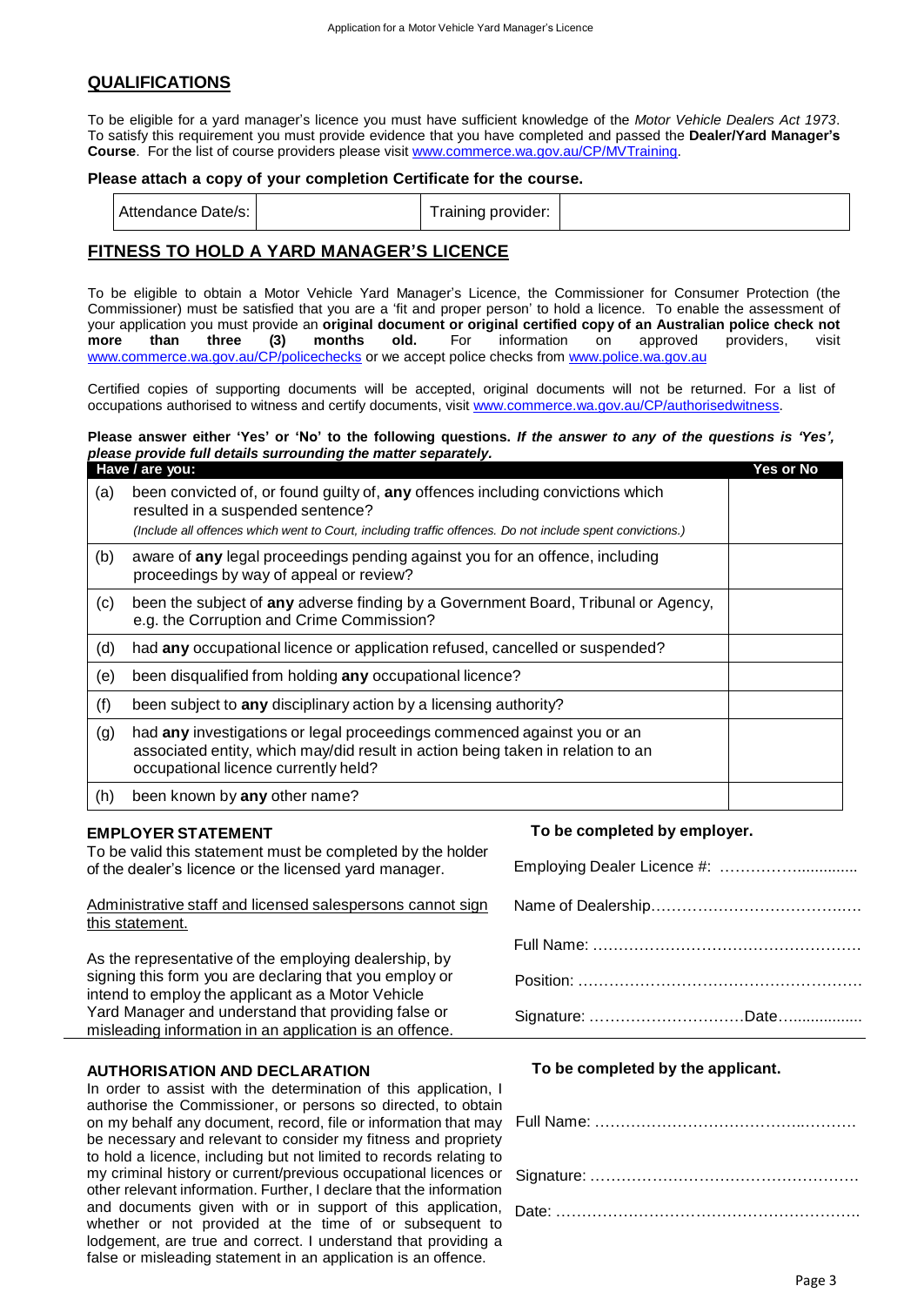## QUALIFICATIONS

To be eligible for a yard manager's licence you must have sufficient knowledge of the *Motor Vehicle Dealers Act 1973*. To satisfy this requirement you must provide evidence that you have completed and passed the **Dealer/Yard Manager's Course**. For the list of course providers please visit www.commerce.wa.gov.au/CP/MVTraining.

**Please attach a copy of your completion Certificate for the course.**

| Attendance Date/s: | | Training provider: | |
|---|---|---|---|

## FITNESS TO HOLD A YARD MANAGER'S LICENCE

To be eligible to obtain a Motor Vehicle Yard Manager's Licence, the Commissioner for Consumer Protection (the Commissioner) must be satisfied that you are a 'fit and proper person' to hold a licence. To enable the assessment of your application you must provide an **original document or original certified copy of an Australian police check not more than three (3) months old.** For information on approved providers, visit www.commerce.wa.gov.au/CP/policechecks or we accept police checks from www.police.wa.gov.au

Certified copies of supporting documents will be accepted, original documents will not be returned. For a list of occupations authorised to witness and certify documents, visit www.commerce.wa.gov.au/CP/authorisedwitness.

**Please answer either 'Yes' or 'No' to the following questions.** ***If the answer to any of the questions is 'Yes', please provide full details surrounding the matter separately.***

| | Have / are you: | Yes or No |
|---|---|---|
| (a) | been convicted of, or found guilty of, **any** offences including convictions which resulted in a suspended sentence? *(Include all offences which went to Court, including traffic offences. Do not include spent convictions.)* | |
| (b) | aware of **any** legal proceedings pending against you for an offence, including proceedings by way of appeal or review? | |
| (c) | been the subject of **any** adverse finding by a Government Board, Tribunal or Agency, e.g. the Corruption and Crime Commission? | |
| (d) | had **any** occupational licence or application refused, cancelled or suspended? | |
| (e) | been disqualified from holding **any** occupational licence? | |
| (f) | been subject to **any** disciplinary action by a licensing authority? | |
| (g) | had **any** investigations or legal proceedings commenced against you or an associated entity, which may/did result in action being taken in relation to an occupational licence currently held? | |
| (h) | been known by **any** other name? | |

### EMPLOYER STATEMENT

To be valid this statement must be completed by the holder of the dealer's licence or the licensed yard manager.

Administrative staff and licensed salespersons cannot sign this statement.

As the representative of the employing dealership, by signing this form you are declaring that you employ or intend to employ the applicant as a Motor Vehicle Yard Manager and understand that providing false or misleading information in an application is an offence.

**To be completed by employer.**

Employing Dealer Licence #: ……………..............

Name of Dealership……………………………….….

Full Name: ……………………………………………

Position: ………………………………………………

Signature: …………………………Date…................

### AUTHORISATION AND DECLARATION

In order to assist with the determination of this application, I authorise the Commissioner, or persons so directed, to obtain on my behalf any document, record, file or information that may be necessary and relevant to consider my fitness and propriety to hold a licence, including but not limited to records relating to my criminal history or current/previous occupational licences or other relevant information. Further, I declare that the information and documents given with or in support of this application, whether or not provided at the time of or subsequent to lodgement, are true and correct. I understand that providing a false or misleading statement in an application is an offence.

**To be completed by the applicant.**

Full Name: ……………………………………..………

Signature: ……………………………………………

Date: ………………………………………………….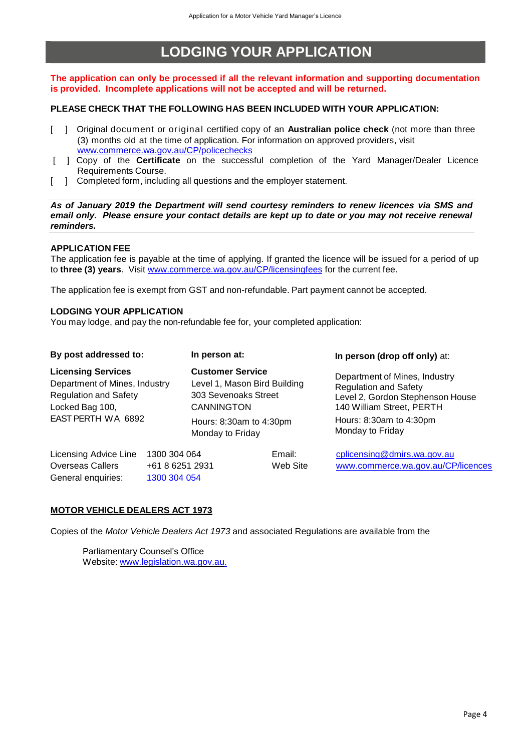# LODGING YOUR APPLICATION

**The application can only be processed if all the relevant information and supporting documentation is provided. Incomplete applications will not be accepted and will be returned.**

**PLEASE CHECK THAT THE FOLLOWING HAS BEEN INCLUDED WITH YOUR APPLICATION:**

- [ ] Original document or original certified copy of an **Australian police check** (not more than three (3) months old at the time of application. For information on approved providers, visit www.commerce.wa.gov.au/CP/policechecks
- [ ] Copy of the **Certificate** on the successful completion of the Yard Manager/Dealer Licence Requirements Course.
- [ ] Completed form, including all questions and the employer statement.

***As of January 2019 the Department will send courtesy reminders to renew licences via SMS and email only. Please ensure your contact details are kept up to date or you may not receive renewal reminders.***

**APPLICATION FEE**

The application fee is payable at the time of applying. If granted the licence will be issued for a period of up to **three (3) years**. Visit www.commerce.wa.gov.au/CP/licensingfees for the current fee.

The application fee is exempt from GST and non-refundable. Part payment cannot be accepted.

**LODGING YOUR APPLICATION**

You may lodge, and pay the non-refundable fee for, your completed application:

**By post addressed to:**

**Licensing Services**
Department of Mines, Industry Regulation and Safety
Locked Bag 100,
EAST PERTH WA 6892

**In person at:**

**Customer Service**
Level 1, Mason Bird Building
303 Sevenoaks Street
CANNINGTON
Hours: 8:30am to 4:30pm
Monday to Friday

**In person (drop off only)** at:

Department of Mines, Industry Regulation and Safety
Level 2, Gordon Stephenson House
140 William Street, PERTH
Hours: 8:30am to 4:30pm
Monday to Friday

| | | | |
|---|---|---|---|
| Licensing Advice Line | 1300 304 064 | Email: | cplicensing@dmirs.wa.gov.au |
| Overseas Callers | +61 8 6251 2931 | Web Site | www.commerce.wa.gov.au/CP/licences |
| General enquiries: | 1300 304 054 | | |

**MOTOR VEHICLE DEALERS ACT 1973**

Copies of the *Motor Vehicle Dealers Act 1973* and associated Regulations are available from the

Parliamentary Counsel's Office
Website: www.legislation.wa.gov.au.